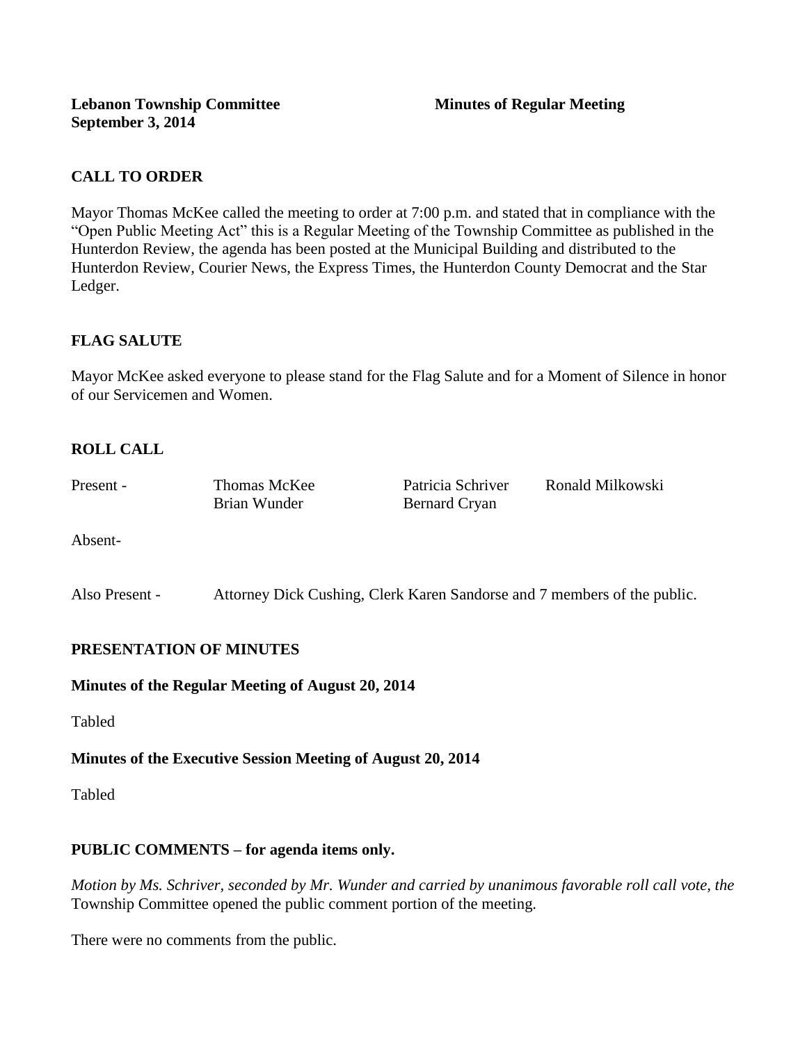**Lebanon Township Committee** **Minutes of Regular Meeting**
**September 3, 2014**

## CALL TO ORDER

Mayor Thomas McKee called the meeting to order at 7:00 p.m. and stated that in compliance with the "Open Public Meeting Act" this is a Regular Meeting of the Township Committee as published in the Hunterdon Review, the agenda has been posted at the Municipal Building and distributed to the Hunterdon Review, Courier News, the Express Times, the Hunterdon County Democrat and the Star Ledger.

## FLAG SALUTE

Mayor McKee asked everyone to please stand for the Flag Salute and for a Moment of Silence in honor of our Servicemen and Women.

## ROLL CALL

| Present - | Thomas McKee | Patricia Schriver | Ronald Milkowski |
|---|---|---|---|
| | Brian Wunder | Bernard Cryan | |

Absent-

Also Present - Attorney Dick Cushing, Clerk Karen Sandorse and 7 members of the public.

## PRESENTATION OF MINUTES

**Minutes of the Regular Meeting of August 20, 2014**

Tabled

**Minutes of the Executive Session Meeting of August 20, 2014**

Tabled

## PUBLIC COMMENTS – for agenda items only.

*Motion by Ms. Schriver, seconded by Mr. Wunder and carried by unanimous favorable roll call vote, the* Township Committee opened the public comment portion of the meeting.

There were no comments from the public.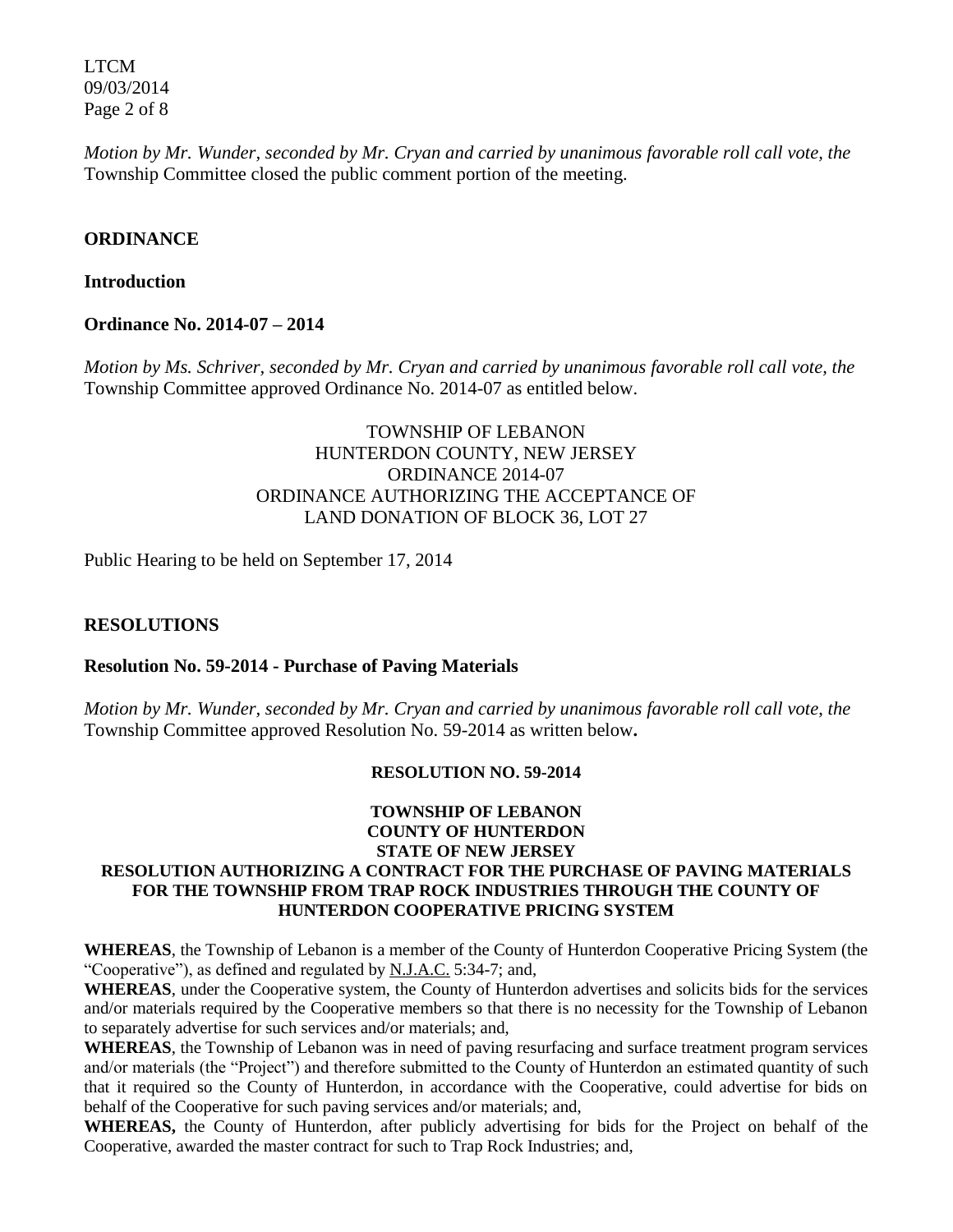*Motion by Mr. Wunder, seconded by Mr. Cryan and carried by unanimous favorable roll call vote, the* Township Committee closed the public comment portion of the meeting.

**ORDINANCE**

**Introduction**

**Ordinance No. 2014-07 – 2014**

*Motion by Ms. Schriver, seconded by Mr. Cryan and carried by unanimous favorable roll call vote, the* Township Committee approved Ordinance No. 2014-07 as entitled below.

TOWNSHIP OF LEBANON
HUNTERDON COUNTY, NEW JERSEY
ORDINANCE 2014-07
ORDINANCE AUTHORIZING THE ACCEPTANCE OF
LAND DONATION OF BLOCK 36, LOT 27

Public Hearing to be held on September 17, 2014

**RESOLUTIONS**

**Resolution No. 59-2014 - Purchase of Paving Materials**

*Motion by Mr. Wunder, seconded by Mr. Cryan and carried by unanimous favorable roll call vote, the* Township Committee approved Resolution No. 59-2014 as written below**.**

**RESOLUTION NO. 59-2014**

**TOWNSHIP OF LEBANON**
**COUNTY OF HUNTERDON**
**STATE OF NEW JERSEY**
**RESOLUTION AUTHORIZING A CONTRACT FOR THE PURCHASE OF PAVING MATERIALS FOR THE TOWNSHIP FROM TRAP ROCK INDUSTRIES THROUGH THE COUNTY OF HUNTERDON COOPERATIVE PRICING SYSTEM**

**WHEREAS**, the Township of Lebanon is a member of the County of Hunterdon Cooperative Pricing System (the "Cooperative"), as defined and regulated by N.J.A.C. 5:34-7; and,
**WHEREAS**, under the Cooperative system, the County of Hunterdon advertises and solicits bids for the services and/or materials required by the Cooperative members so that there is no necessity for the Township of Lebanon to separately advertise for such services and/or materials; and,
**WHEREAS**, the Township of Lebanon was in need of paving resurfacing and surface treatment program services and/or materials (the "Project") and therefore submitted to the County of Hunterdon an estimated quantity of such that it required so the County of Hunterdon, in accordance with the Cooperative, could advertise for bids on behalf of the Cooperative for such paving services and/or materials; and,
**WHEREAS,** the County of Hunterdon, after publicly advertising for bids for the Project on behalf of the Cooperative, awarded the master contract for such to Trap Rock Industries; and,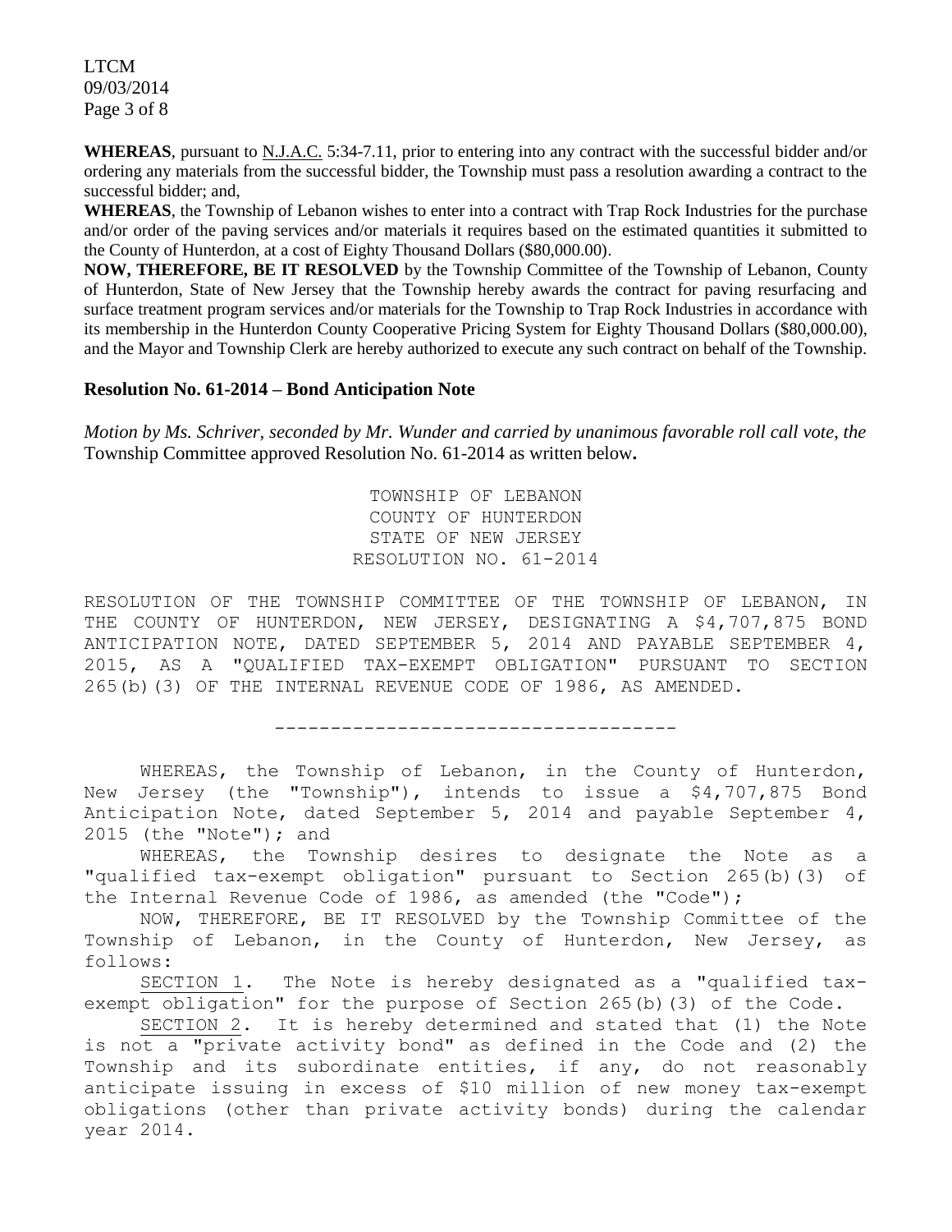**WHEREAS**, pursuant to N.J.A.C. 5:34-7.11, prior to entering into any contract with the successful bidder and/or ordering any materials from the successful bidder, the Township must pass a resolution awarding a contract to the successful bidder; and,

**WHEREAS**, the Township of Lebanon wishes to enter into a contract with Trap Rock Industries for the purchase and/or order of the paving services and/or materials it requires based on the estimated quantities it submitted to the County of Hunterdon, at a cost of Eighty Thousand Dollars ($80,000.00).

**NOW, THEREFORE, BE IT RESOLVED** by the Township Committee of the Township of Lebanon, County of Hunterdon, State of New Jersey that the Township hereby awards the contract for paving resurfacing and surface treatment program services and/or materials for the Township to Trap Rock Industries in accordance with its membership in the Hunterdon County Cooperative Pricing System for Eighty Thousand Dollars ($80,000.00), and the Mayor and Township Clerk are hereby authorized to execute any such contract on behalf of the Township.

### Resolution No. 61-2014 – Bond Anticipation Note

*Motion by Ms. Schriver, seconded by Mr. Wunder and carried by unanimous favorable roll call vote, the* Township Committee approved Resolution No. 61-2014 as written below**.**

TOWNSHIP OF LEBANON
COUNTY OF HUNTERDON
STATE OF NEW JERSEY
RESOLUTION NO. 61-2014

RESOLUTION OF THE TOWNSHIP COMMITTEE OF THE TOWNSHIP OF LEBANON, IN THE COUNTY OF HUNTERDON, NEW JERSEY, DESIGNATING A $4,707,875 BOND ANTICIPATION NOTE, DATED SEPTEMBER 5, 2014 AND PAYABLE SEPTEMBER 4, 2015, AS A "QUALIFIED TAX-EXEMPT OBLIGATION" PURSUANT TO SECTION 265(b)(3) OF THE INTERNAL REVENUE CODE OF 1986, AS AMENDED.

-----------------------------------

WHEREAS, the Township of Lebanon, in the County of Hunterdon, New Jersey (the "Township"), intends to issue a $4,707,875 Bond Anticipation Note, dated September 5, 2014 and payable September 4, 2015 (the "Note"); and

WHEREAS, the Township desires to designate the Note as a "qualified tax-exempt obligation" pursuant to Section 265(b)(3) of the Internal Revenue Code of 1986, as amended (the "Code");

NOW, THEREFORE, BE IT RESOLVED by the Township Committee of the Township of Lebanon, in the County of Hunterdon, New Jersey, as follows:

SECTION 1. The Note is hereby designated as a "qualified tax-exempt obligation" for the purpose of Section 265(b)(3) of the Code.

SECTION 2. It is hereby determined and stated that (1) the Note is not a "private activity bond" as defined in the Code and (2) the Township and its subordinate entities, if any, do not reasonably anticipate issuing in excess of $10 million of new money tax-exempt obligations (other than private activity bonds) during the calendar year 2014.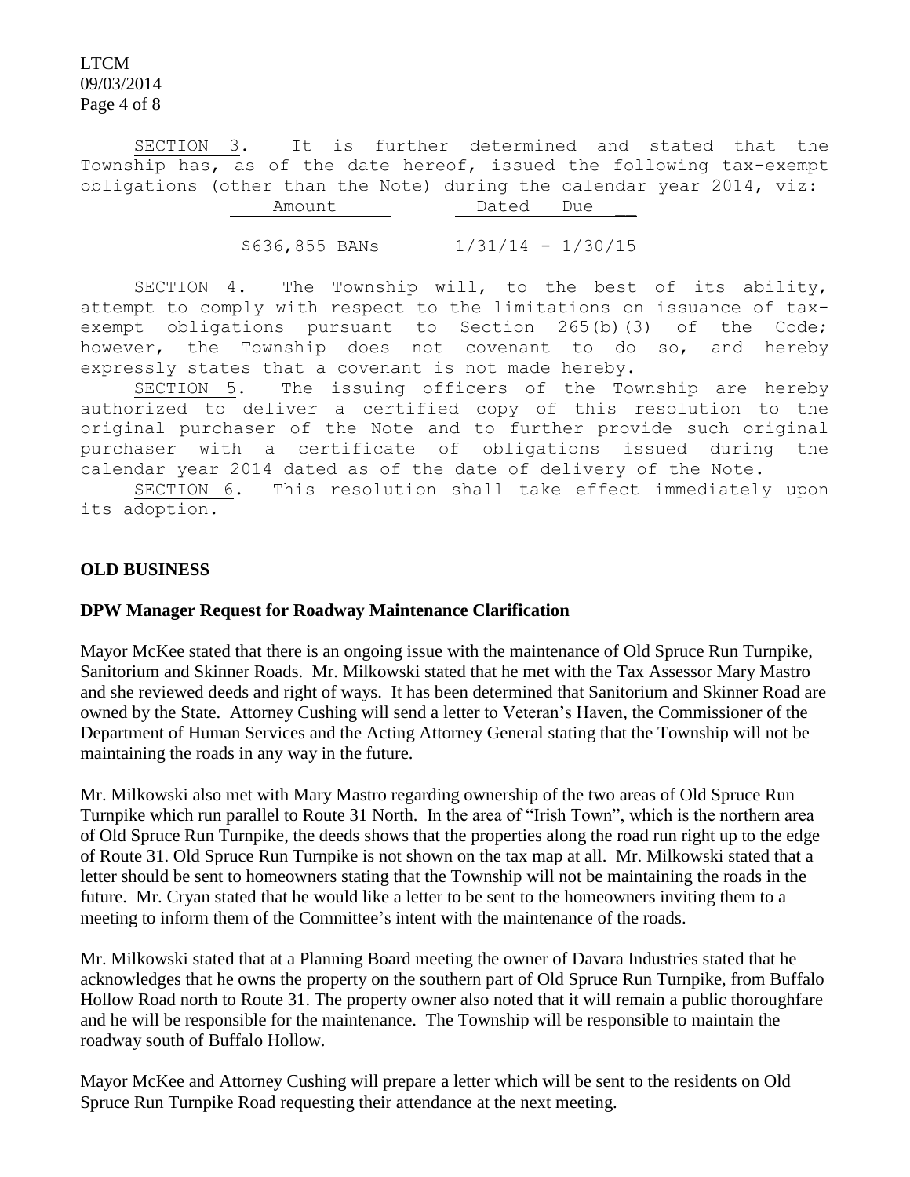SECTION 3. It is further determined and stated that the Township has, as of the date hereof, issued the following tax-exempt obligations (other than the Note) during the calendar year 2014, viz:

| Amount | Dated - Due |
| --- | --- |
| $636,855 BANs | 1/31/14 - 1/30/15 |

SECTION 4. The Township will, to the best of its ability, attempt to comply with respect to the limitations on issuance of tax-exempt obligations pursuant to Section 265(b)(3) of the Code; however, the Township does not covenant to do so, and hereby expressly states that a covenant is not made hereby.

SECTION 5. The issuing officers of the Township are hereby authorized to deliver a certified copy of this resolution to the original purchaser of the Note and to further provide such original purchaser with a certificate of obligations issued during the calendar year 2014 dated as of the date of delivery of the Note.

SECTION 6. This resolution shall take effect immediately upon its adoption.

**OLD BUSINESS**

**DPW Manager Request for Roadway Maintenance Clarification**

Mayor McKee stated that there is an ongoing issue with the maintenance of Old Spruce Run Turnpike, Sanitorium and Skinner Roads. Mr. Milkowski stated that he met with the Tax Assessor Mary Mastro and she reviewed deeds and right of ways. It has been determined that Sanitorium and Skinner Road are owned by the State. Attorney Cushing will send a letter to Veteran's Haven, the Commissioner of the Department of Human Services and the Acting Attorney General stating that the Township will not be maintaining the roads in any way in the future.

Mr. Milkowski also met with Mary Mastro regarding ownership of the two areas of Old Spruce Run Turnpike which run parallel to Route 31 North. In the area of "Irish Town", which is the northern area of Old Spruce Run Turnpike, the deeds shows that the properties along the road run right up to the edge of Route 31. Old Spruce Run Turnpike is not shown on the tax map at all. Mr. Milkowski stated that a letter should be sent to homeowners stating that the Township will not be maintaining the roads in the future. Mr. Cryan stated that he would like a letter to be sent to the homeowners inviting them to a meeting to inform them of the Committee's intent with the maintenance of the roads.

Mr. Milkowski stated that at a Planning Board meeting the owner of Davara Industries stated that he acknowledges that he owns the property on the southern part of Old Spruce Run Turnpike, from Buffalo Hollow Road north to Route 31. The property owner also noted that it will remain a public thoroughfare and he will be responsible for the maintenance. The Township will be responsible to maintain the roadway south of Buffalo Hollow.

Mayor McKee and Attorney Cushing will prepare a letter which will be sent to the residents on Old Spruce Run Turnpike Road requesting their attendance at the next meeting.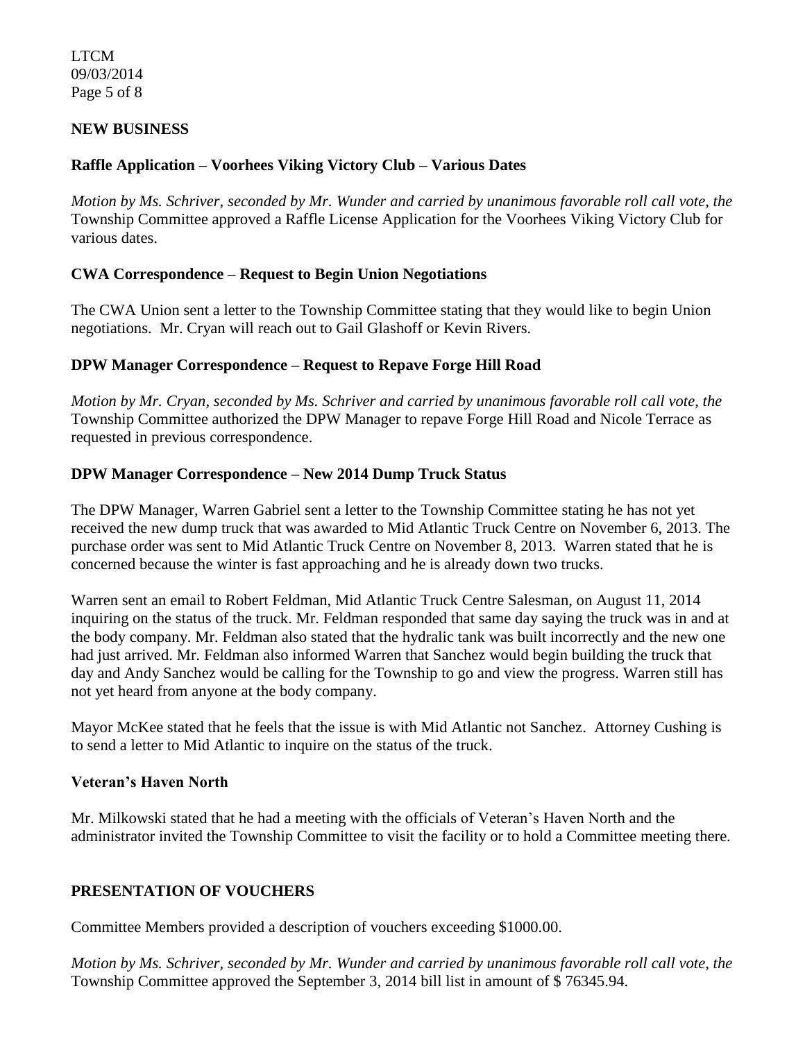## NEW BUSINESS

### Raffle Application – Voorhees Viking Victory Club – Various Dates

*Motion by Ms. Schriver, seconded by Mr. Wunder and carried by unanimous favorable roll call vote, the* Township Committee approved a Raffle License Application for the Voorhees Viking Victory Club for various dates.

### CWA Correspondence – Request to Begin Union Negotiations

The CWA Union sent a letter to the Township Committee stating that they would like to begin Union negotiations. Mr. Cryan will reach out to Gail Glashoff or Kevin Rivers.

### DPW Manager Correspondence – Request to Repave Forge Hill Road

*Motion by Mr. Cryan, seconded by Ms. Schriver and carried by unanimous favorable roll call vote, the* Township Committee authorized the DPW Manager to repave Forge Hill Road and Nicole Terrace as requested in previous correspondence.

### DPW Manager Correspondence – New 2014 Dump Truck Status

The DPW Manager, Warren Gabriel sent a letter to the Township Committee stating he has not yet received the new dump truck that was awarded to Mid Atlantic Truck Centre on November 6, 2013. The purchase order was sent to Mid Atlantic Truck Centre on November 8, 2013. Warren stated that he is concerned because the winter is fast approaching and he is already down two trucks.

Warren sent an email to Robert Feldman, Mid Atlantic Truck Centre Salesman, on August 11, 2014 inquiring on the status of the truck. Mr. Feldman responded that same day saying the truck was in and at the body company. Mr. Feldman also stated that the hydralic tank was built incorrectly and the new one had just arrived. Mr. Feldman also informed Warren that Sanchez would begin building the truck that day and Andy Sanchez would be calling for the Township to go and view the progress. Warren still has not yet heard from anyone at the body company.

Mayor McKee stated that he feels that the issue is with Mid Atlantic not Sanchez. Attorney Cushing is to send a letter to Mid Atlantic to inquire on the status of the truck.

### Veteran's Haven North

Mr. Milkowski stated that he had a meeting with the officials of Veteran's Haven North and the administrator invited the Township Committee to visit the facility or to hold a Committee meeting there.

## PRESENTATION OF VOUCHERS

Committee Members provided a description of vouchers exceeding $1000.00.

*Motion by Ms. Schriver, seconded by Mr. Wunder and carried by unanimous favorable roll call vote, the* Township Committee approved the September 3, 2014 bill list in amount of $ 76345.94.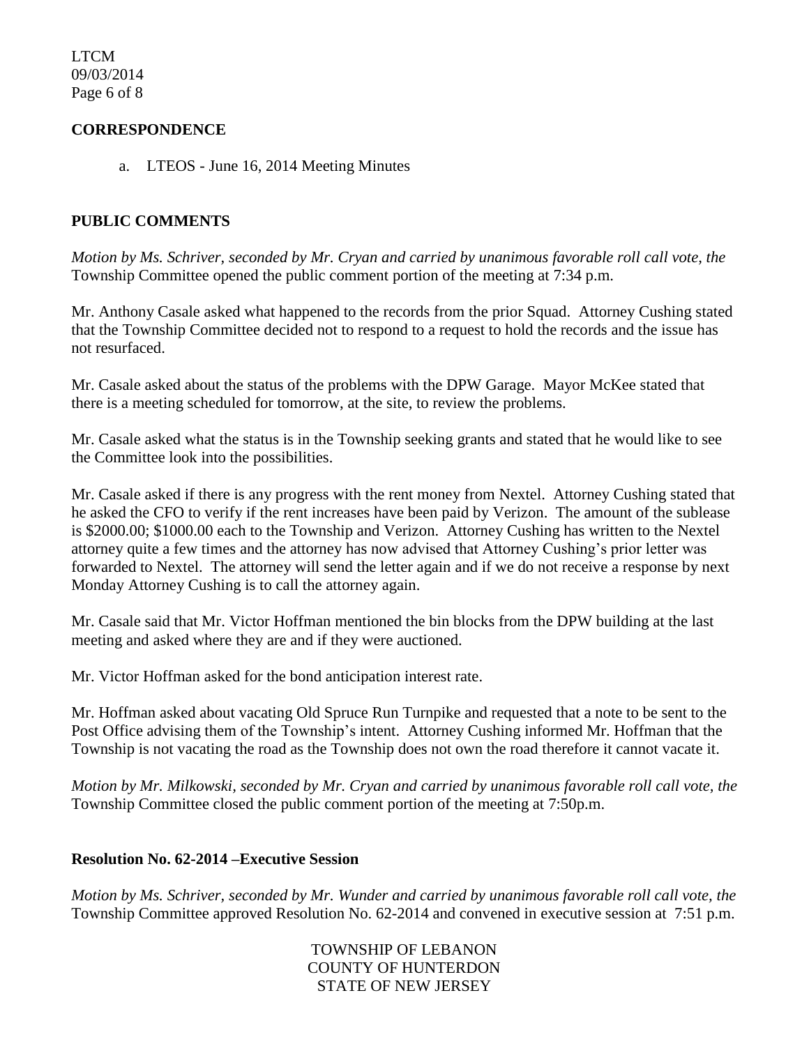**CORRESPONDENCE**

a. LTEOS - June 16, 2014 Meeting Minutes

**PUBLIC COMMENTS**

*Motion by Ms. Schriver, seconded by Mr. Cryan and carried by unanimous favorable roll call vote, the* Township Committee opened the public comment portion of the meeting at 7:34 p.m.

Mr. Anthony Casale asked what happened to the records from the prior Squad. Attorney Cushing stated that the Township Committee decided not to respond to a request to hold the records and the issue has not resurfaced.

Mr. Casale asked about the status of the problems with the DPW Garage. Mayor McKee stated that there is a meeting scheduled for tomorrow, at the site, to review the problems.

Mr. Casale asked what the status is in the Township seeking grants and stated that he would like to see the Committee look into the possibilities.

Mr. Casale asked if there is any progress with the rent money from Nextel. Attorney Cushing stated that he asked the CFO to verify if the rent increases have been paid by Verizon. The amount of the sublease is $2000.00; $1000.00 each to the Township and Verizon. Attorney Cushing has written to the Nextel attorney quite a few times and the attorney has now advised that Attorney Cushing's prior letter was forwarded to Nextel. The attorney will send the letter again and if we do not receive a response by next Monday Attorney Cushing is to call the attorney again.

Mr. Casale said that Mr. Victor Hoffman mentioned the bin blocks from the DPW building at the last meeting and asked where they are and if they were auctioned.

Mr. Victor Hoffman asked for the bond anticipation interest rate.

Mr. Hoffman asked about vacating Old Spruce Run Turnpike and requested that a note to be sent to the Post Office advising them of the Township's intent. Attorney Cushing informed Mr. Hoffman that the Township is not vacating the road as the Township does not own the road therefore it cannot vacate it.

*Motion by Mr. Milkowski, seconded by Mr. Cryan and carried by unanimous favorable roll call vote, the* Township Committee closed the public comment portion of the meeting at 7:50p.m.

**Resolution No. 62-2014 –Executive Session**

*Motion by Ms. Schriver, seconded by Mr. Wunder and carried by unanimous favorable roll call vote, the* Township Committee approved Resolution No. 62-2014 and convened in executive session at 7:51 p.m.

TOWNSHIP OF LEBANON
COUNTY OF HUNTERDON
STATE OF NEW JERSEY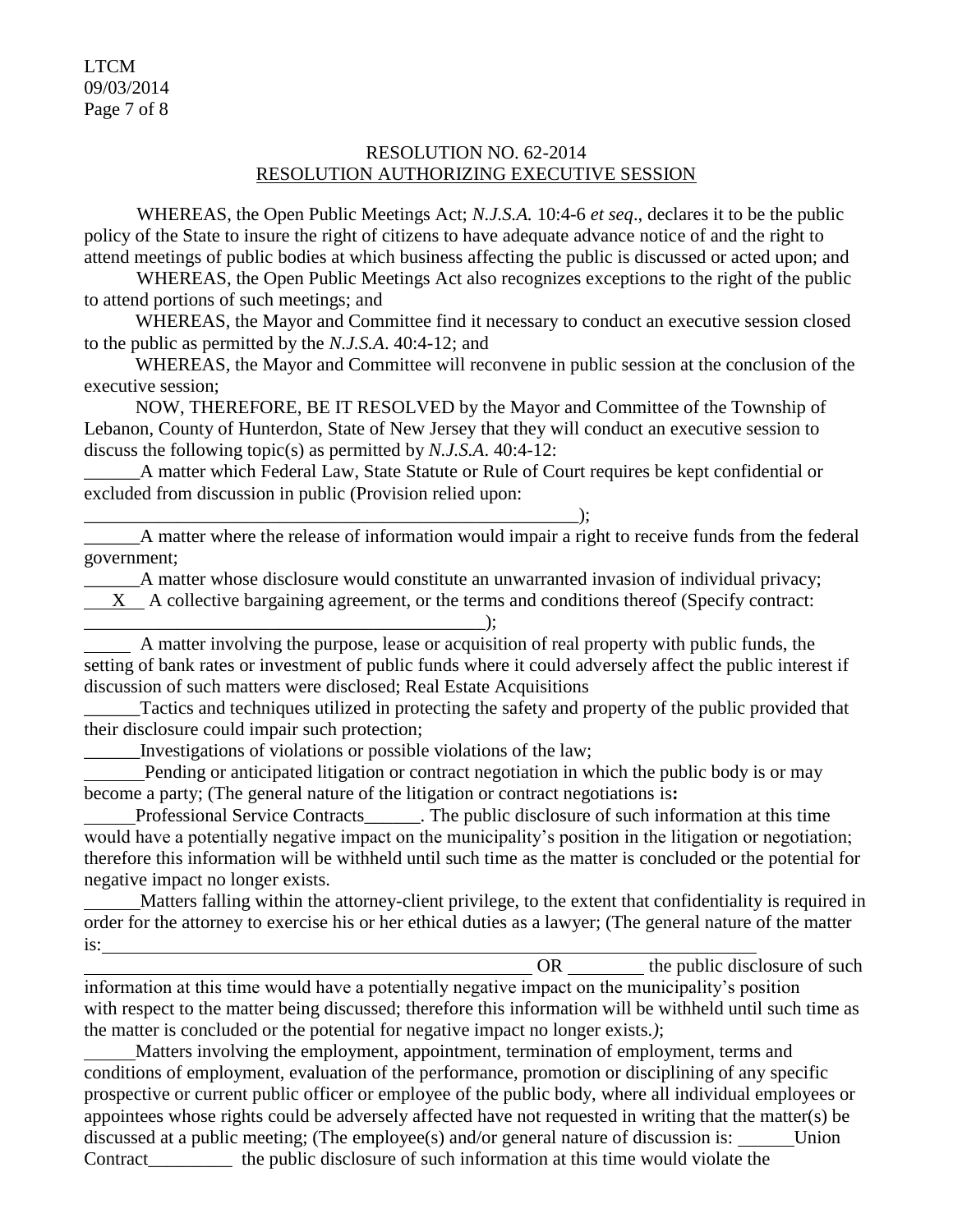## RESOLUTION NO. 62-2014
## RESOLUTION AUTHORIZING EXECUTIVE SESSION

WHEREAS, the Open Public Meetings Act; *N.J.S.A.* 10:4-6 *et seq*., declares it to be the public policy of the State to insure the right of citizens to have adequate advance notice of and the right to attend meetings of public bodies at which business affecting the public is discussed or acted upon; and

WHEREAS, the Open Public Meetings Act also recognizes exceptions to the right of the public to attend portions of such meetings; and

WHEREAS, the Mayor and Committee find it necessary to conduct an executive session closed to the public as permitted by the *N.J.S.A*. 40:4-12; and

WHEREAS, the Mayor and Committee will reconvene in public session at the conclusion of the executive session;

NOW, THEREFORE, BE IT RESOLVED by the Mayor and Committee of the Township of Lebanon, County of Hunterdon, State of New Jersey that they will conduct an executive session to discuss the following topic(s) as permitted by *N.J.S.A.* 40:4-12:

______A matter which Federal Law, State Statute or Rule of Court requires be kept confidential or excluded from discussion in public (Provision relied upon: ________________________________________________________);

______A matter where the release of information would impair a right to receive funds from the federal government;

______A matter whose disclosure would constitute an unwarranted invasion of individual privacy;

___X___ A collective bargaining agreement, or the terms and conditions thereof (Specify contract: ____________________________________________);

______ A matter involving the purpose, lease or acquisition of real property with public funds, the setting of bank rates or investment of public funds where it could adversely affect the public interest if discussion of such matters were disclosed; Real Estate Acquisitions

______Tactics and techniques utilized in protecting the safety and property of the public provided that their disclosure could impair such protection;

______Investigations of violations or possible violations of the law;

______ Pending or anticipated litigation or contract negotiation in which the public body is or may become a party; (The general nature of the litigation or contract negotiations is**:**

______Professional Service Contracts______. The public disclosure of such information at this time would have a potentially negative impact on the municipality's position in the litigation or negotiation; therefore this information will be withheld until such time as the matter is concluded or the potential for negative impact no longer exists.

______Matters falling within the attorney-client privilege, to the extent that confidentiality is required in order for the attorney to exercise his or her ethical duties as a lawyer; (The general nature of the matter is:________________________________________________________________________ ________________________________________________ OR ________ the public disclosure of such information at this time would have a potentially negative impact on the municipality's position with respect to the matter being discussed; therefore this information will be withheld until such time as the matter is concluded or the potential for negative impact no longer exists.*)*;

______Matters involving the employment, appointment, termination of employment, terms and conditions of employment, evaluation of the performance, promotion or disciplining of any specific prospective or current public officer or employee of the public body, where all individual employees or appointees whose rights could be adversely affected have not requested in writing that the matter(s) be discussed at a public meeting; (The employee(s) and/or general nature of discussion is: ______Union Contract_________ the public disclosure of such information at this time would violate the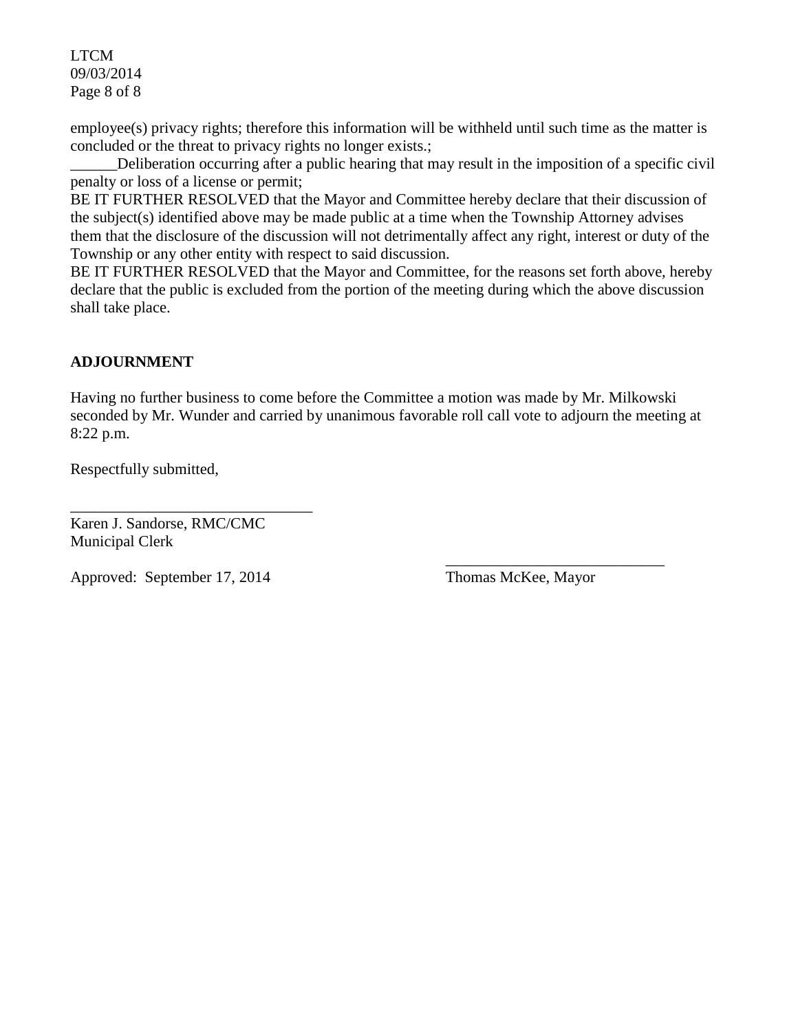employee(s) privacy rights; therefore this information will be withheld until such time as the matter is concluded or the threat to privacy rights no longer exists.;

______Deliberation occurring after a public hearing that may result in the imposition of a specific civil penalty or loss of a license or permit;

BE IT FURTHER RESOLVED that the Mayor and Committee hereby declare that their discussion of the subject(s) identified above may be made public at a time when the Township Attorney advises them that the disclosure of the discussion will not detrimentally affect any right, interest or duty of the Township or any other entity with respect to said discussion.

BE IT FURTHER RESOLVED that the Mayor and Committee, for the reasons set forth above, hereby declare that the public is excluded from the portion of the meeting during which the above discussion shall take place.

**ADJOURNMENT**

Having no further business to come before the Committee a motion was made by Mr. Milkowski seconded by Mr. Wunder and carried by unanimous favorable roll call vote to adjourn the meeting at 8:22 p.m.

Respectfully submitted,

________________________________
Karen J. Sandorse, RMC/CMC
Municipal Clerk

Approved: September 17, 2014

____________________________
Thomas McKee, Mayor